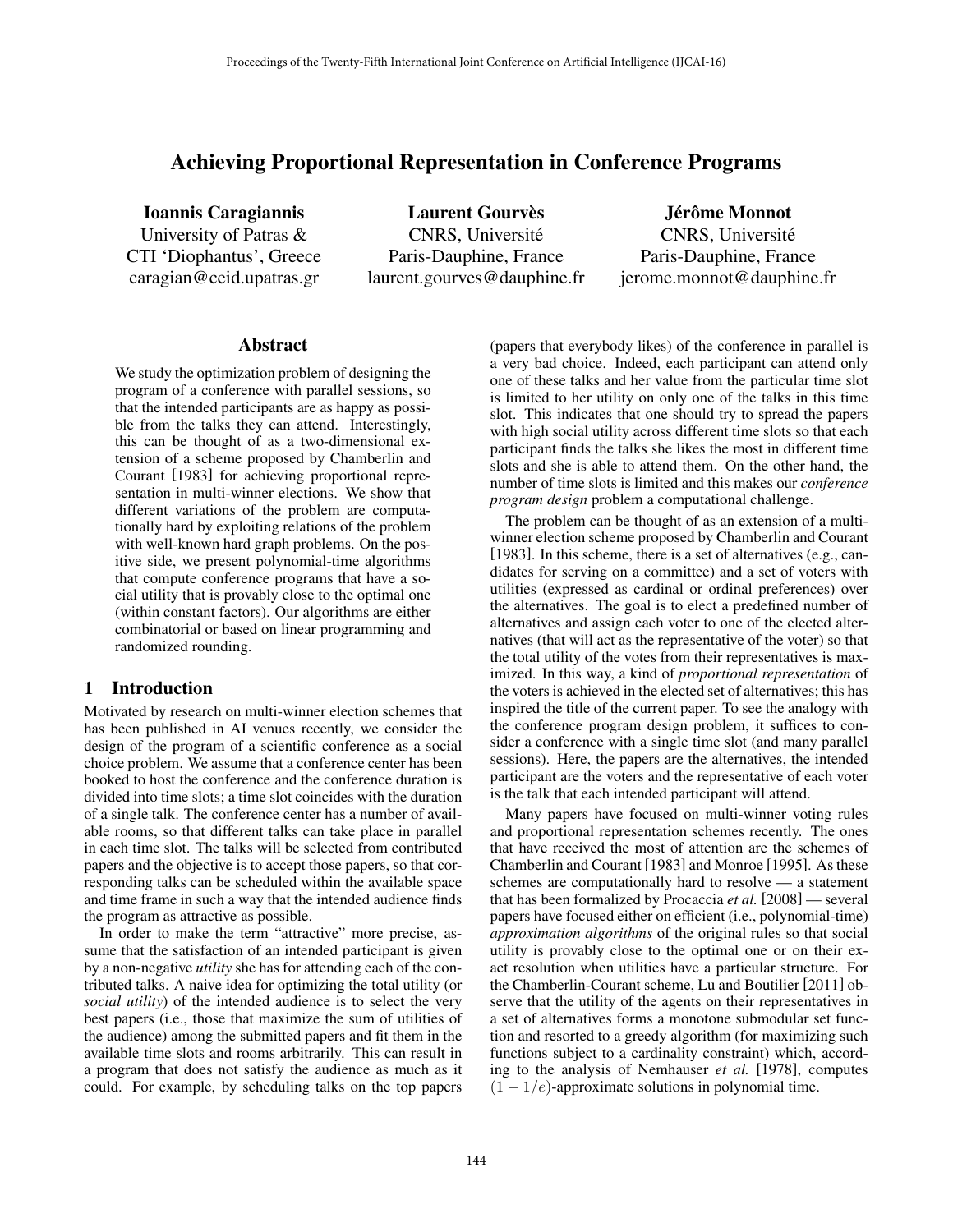# Achieving Proportional Representation in Conference Programs

**Ioannis Caragiannis**
University of Patras &
CTI 'Diophantus', Greece
caragian@ceid.upatras.gr

**Laurent Gourvès**
CNRS, Université
Paris-Dauphine, France
laurent.gourves@dauphine.fr

**Jérôme Monnot**
CNRS, Université
Paris-Dauphine, France
jerome.monnot@dauphine.fr

## Abstract

We study the optimization problem of designing the program of a conference with parallel sessions, so that the intended participants are as happy as possible from the talks they can attend. Interestingly, this can be thought of as a two-dimensional extension of a scheme proposed by Chamberlin and Courant [1983] for achieving proportional representation in multi-winner elections. We show that different variations of the problem are computationally hard by exploiting relations of the problem with well-known hard graph problems. On the positive side, we present polynomial-time algorithms that compute conference programs that have a social utility that is provably close to the optimal one (within constant factors). Our algorithms are either combinatorial or based on linear programming and randomized rounding.

## 1 Introduction

Motivated by research on multi-winner election schemes that has been published in AI venues recently, we consider the design of the program of a scientific conference as a social choice problem. We assume that a conference center has been booked to host the conference and the conference duration is divided into time slots; a time slot coincides with the duration of a single talk. The conference center has a number of available rooms, so that different talks can take place in parallel in each time slot. The talks will be selected from contributed papers and the objective is to accept those papers, so that corresponding talks can be scheduled within the available space and time frame in such a way that the intended audience finds the program as attractive as possible.

In order to make the term "attractive" more precise, assume that the satisfaction of an intended participant is given by a non-negative *utility* she has for attending each of the contributed talks. A naive idea for optimizing the total utility (or *social utility*) of the intended audience is to select the very best papers (i.e., those that maximize the sum of utilities of the audience) among the submitted papers and fit them in the available time slots and rooms arbitrarily. This can result in a program that does not satisfy the audience as much as it could. For example, by scheduling talks on the top papers (papers that everybody likes) of the conference in parallel is a very bad choice. Indeed, each participant can attend only one of these talks and her value from the particular time slot is limited to her utility on only one of the talks in this time slot. This indicates that one should try to spread the papers with high social utility across different time slots so that each participant finds the talks she likes the most in different time slots and she is able to attend them. On the other hand, the number of time slots is limited and this makes our *conference program design* problem a computational challenge.

The problem can be thought of as an extension of a multi-winner election scheme proposed by Chamberlin and Courant [1983]. In this scheme, there is a set of alternatives (e.g., candidates for serving on a committee) and a set of voters with utilities (expressed as cardinal or ordinal preferences) over the alternatives. The goal is to elect a predefined number of alternatives and assign each voter to one of the elected alternatives (that will act as the representative of the voter) so that the total utility of the votes from their representatives is maximized. In this way, a kind of *proportional representation* of the voters is achieved in the elected set of alternatives; this has inspired the title of the current paper. To see the analogy with the conference program design problem, it suffices to consider a conference with a single time slot (and many parallel sessions). Here, the papers are the alternatives, the intended participant are the voters and the representative of each voter is the talk that each intended participant will attend.

Many papers have focused on multi-winner voting rules and proportional representation schemes recently. The ones that have received the most of attention are the schemes of Chamberlin and Courant [1983] and Monroe [1995]. As these schemes are computationally hard to resolve — a statement that has been formalized by Procaccia *et al.* [2008] — several papers have focused either on efficient (i.e., polynomial-time) *approximation algorithms* of the original rules so that social utility is provably close to the optimal one or on their exact resolution when utilities have a particular structure. For the Chamberlin-Courant scheme, Lu and Boutilier [2011] observe that the utility of the agents on their representatives in a set of alternatives forms a monotone submodular set function and resorted to a greedy algorithm (for maximizing such functions subject to a cardinality constraint) which, according to the analysis of Nemhauser *et al.* [1978], computes $(1 - 1/e)$-approximate solutions in polynomial time.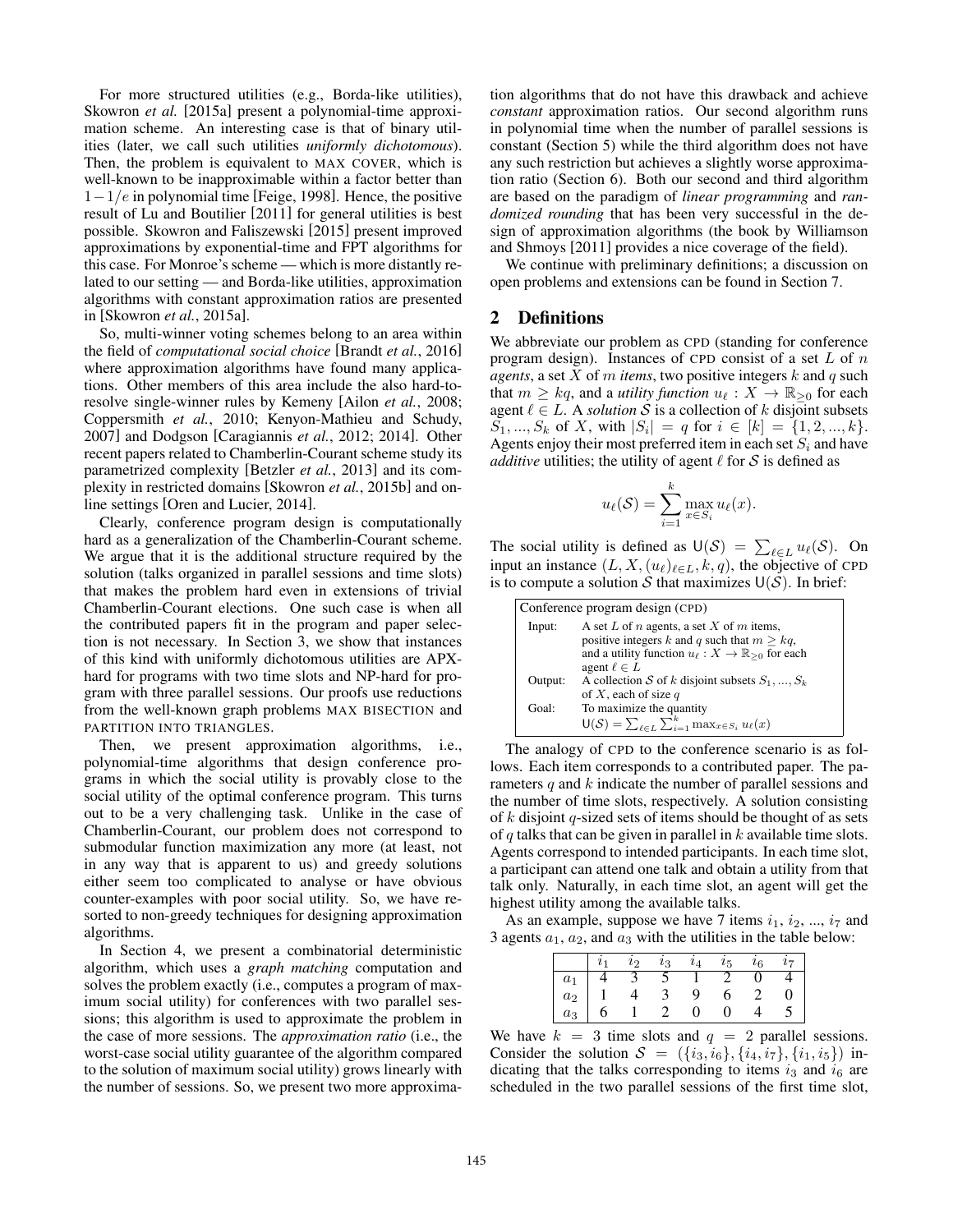For more structured utilities (e.g., Borda-like utilities), Skowron *et al.* [2015a] present a polynomial-time approximation scheme. An interesting case is that of binary utilities (later, we call such utilities *uniformly dichotomous*). Then, the problem is equivalent to MAX COVER, which is well-known to be inapproximable within a factor better than $1-1/e$ in polynomial time [Feige, 1998]. Hence, the positive result of Lu and Boutilier [2011] for general utilities is best possible. Skowron and Faliszewski [2015] present improved approximations by exponential-time and FPT algorithms for this case. For Monroe's scheme — which is more distantly related to our setting — and Borda-like utilities, approximation algorithms with constant approximation ratios are presented in [Skowron *et al.*, 2015a].

So, multi-winner voting schemes belong to an area within the field of *computational social choice* [Brandt *et al.*, 2016] where approximation algorithms have found many applications. Other members of this area include the also hard-to-resolve single-winner rules by Kemeny [Ailon *et al.*, 2008; Coppersmith *et al.*, 2010; Kenyon-Mathieu and Schudy, 2007] and Dodgson [Caragiannis *et al.*, 2012; 2014]. Other recent papers related to Chamberlin-Courant scheme study its parametrized complexity [Betzler *et al.*, 2013] and its complexity in restricted domains [Skowron *et al.*, 2015b] and online settings [Oren and Lucier, 2014].

Clearly, conference program design is computationally hard as a generalization of the Chamberlin-Courant scheme. We argue that it is the additional structure required by the solution (talks organized in parallel sessions and time slots) that makes the problem hard even in extensions of trivial Chamberlin-Courant elections. One such case is when all the contributed papers fit in the program and paper selection is not necessary. In Section 3, we show that instances of this kind with uniformly dichotomous utilities are APX-hard for programs with two time slots and NP-hard for program with three parallel sessions. Our proofs use reductions from the well-known graph problems MAX BISECTION and PARTITION INTO TRIANGLES.

Then, we present approximation algorithms, i.e., polynomial-time algorithms that design conference programs in which the social utility is provably close to the social utility of the optimal conference program. This turns out to be a very challenging task. Unlike in the case of Chamberlin-Courant, our problem does not correspond to submodular function maximization any more (at least, not in any way that is apparent to us) and greedy solutions either seem too complicated to analyse or have obvious counter-examples with poor social utility. So, we have resorted to non-greedy techniques for designing approximation algorithms.

In Section 4, we present a combinatorial deterministic algorithm, which uses a *graph matching* computation and solves the problem exactly (i.e., computes a program of maximum social utility) for conferences with two parallel sessions; this algorithm is used to approximate the problem in the case of more sessions. The *approximation ratio* (i.e., the worst-case social utility guarantee of the algorithm compared to the solution of maximum social utility) grows linearly with the number of sessions. So, we present two more approximation algorithms that do not have this drawback and achieve *constant* approximation ratios. Our second algorithm runs in polynomial time when the number of parallel sessions is constant (Section 5) while the third algorithm does not have any such restriction but achieves a slightly worse approximation ratio (Section 6). Both our second and third algorithm are based on the paradigm of *linear programming* and *randomized rounding* that has been very successful in the design of approximation algorithms (the book by Williamson and Shmoys [2011] provides a nice coverage of the field).

We continue with preliminary definitions; a discussion on open problems and extensions can be found in Section 7.

## 2 Definitions

We abbreviate our problem as CPD (standing for conference program design). Instances of CPD consist of a set $L$ of $n$ *agents*, a set $X$ of $m$ *items*, two positive integers $k$ and $q$ such that $m \geq kq$, and a *utility function* $u_\ell : X \rightarrow \mathbb{R}_{\geq 0}$ for each agent $\ell \in L$. A *solution* $\mathcal{S}$ is a collection of $k$ disjoint subsets $S_1, ..., S_k$ of $X$, with $|S_i| = q$ for $i \in [k] = \{1, 2, ..., k\}$. Agents enjoy their most preferred item in each set $S_i$ and have *additive* utilities; the utility of agent $\ell$ for $\mathcal{S}$ is defined as

$$u_\ell(\mathcal{S}) = \sum_{i=1}^{k} \max_{x \in S_i} u_\ell(x).$$

The social utility is defined as $\mathsf{U}(\mathcal{S}) = \sum_{\ell \in L} u_\ell(\mathcal{S})$. On input an instance $(L, X, (u_\ell)_{\ell \in L}, k, q)$, the objective of CPD is to compute a solution $\mathcal{S}$ that maximizes $\mathsf{U}(\mathcal{S})$. In brief:

| Conference program design (CPD) | |
|---|---|
| Input: | A set $L$ of $n$ agents, a set $X$ of $m$ items, positive integers $k$ and $q$ such that $m \geq kq$, and a utility function $u_\ell : X \rightarrow \mathbb{R}_{\geq 0}$ for each agent $\ell \in L$ |
| Output: | A collection $\mathcal{S}$ of $k$ disjoint subsets $S_1, ..., S_k$ of $X$, each of size $q$ |
| Goal: | To maximize the quantity $\mathsf{U}(\mathcal{S}) = \sum_{\ell \in L} \sum_{i=1}^{k} \max_{x \in S_i} u_\ell(x)$ |

The analogy of CPD to the conference scenario is as follows. Each item corresponds to a contributed paper. The parameters $q$ and $k$ indicate the number of parallel sessions and the number of time slots, respectively. A solution consisting of $k$ disjoint $q$-sized sets of items should be thought of as sets of $q$ talks that can be given in parallel in $k$ available time slots. Agents correspond to intended participants. In each time slot, a participant can attend one talk and obtain a utility from that talk only. Naturally, in each time slot, an agent will get the highest utility among the available talks.

As an example, suppose we have 7 items $i_1$, $i_2$, ..., $i_7$ and 3 agents $a_1$, $a_2$, and $a_3$ with the utilities in the table below:

| | $i_1$ | $i_2$ | $i_3$ | $i_4$ | $i_5$ | $i_6$ | $i_7$ |
|---|---|---|---|---|---|---|---|
| $a_1$ | 4 | 3 | 5 | 1 | 2 | 0 | 4 |
| $a_2$ | 1 | 4 | 3 | 9 | 6 | 2 | 0 |
| $a_3$ | 6 | 1 | 2 | 0 | 0 | 4 | 5 |

We have $k = 3$ time slots and $q = 2$ parallel sessions. Consider the solution $\mathcal{S} = (\{i_3, i_6\}, \{i_4, i_7\}, \{i_1, i_5\})$ indicating that the talks corresponding to items $i_3$ and $i_6$ are scheduled in the two parallel sessions of the first time slot,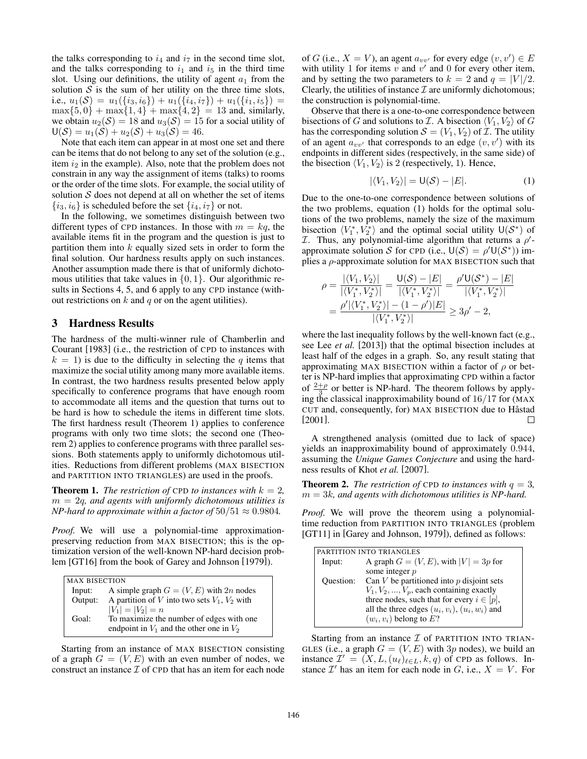the talks corresponding to $i_4$ and $i_7$ in the second time slot, and the talks corresponding to $i_1$ and $i_5$ in the third time slot. Using our definitions, the utility of agent $a_1$ from the solution $\mathcal{S}$ is the sum of her utility on the three time slots, i.e., $u_1(\mathcal{S}) = u_1(\{i_3, i_6\}) + u_1(\{i_4, i_7\}) + u_1(\{i_1, i_5\}) = \max\{5, 0\} + \max\{1, 4\} + \max\{4, 2\} = 13$ and, similarly, we obtain $u_2(\mathcal{S}) = 18$ and $u_3(\mathcal{S}) = 15$ for a social utility of $\mathsf{U}(\mathcal{S}) = u_1(\mathcal{S}) + u_2(\mathcal{S}) + u_3(\mathcal{S}) = 46$.

Note that each item can appear in at most one set and there can be items that do not belong to any set of the solution (e.g., item $i_2$ in the example). Also, note that the problem does not constrain in any way the assignment of items (talks) to rooms or the order of the time slots. For example, the social utility of solution $\mathcal{S}$ does not depend at all on whether the set of items $\{i_3, i_6\}$ is scheduled before the set $\{i_4, i_7\}$ or not.

In the following, we sometimes distinguish between two different types of CPD instances. In those with $m = kq$, the available items fit in the program and the question is just to partition them into $k$ equally sized sets in order to form the final solution. Our hardness results apply on such instances. Another assumption made there is that of uniformly dichotomous utilities that take values in $\{0, 1\}$. Our algorithmic results in Sections 4, 5, and 6 apply to any CPD instance (without restrictions on $k$ and $q$ or on the agent utilities).

## 3 Hardness Results

The hardness of the multi-winner rule of Chamberlin and Courant [1983] (i.e., the restriction of CPD to instances with $k = 1$) is due to the difficulty in selecting the $q$ items that maximize the social utility among many more available items. In contrast, the two hardness results presented below apply specifically to conference programs that have enough room to accommodate all items and the question that turns out to be hard is how to schedule the items in different time slots. The first hardness result (Theorem 1) applies to conference programs with only two time slots; the second one (Theorem 2) applies to conference programs with three parallel sessions. Both statements apply to uniformly dichotomous utilities. Reductions from different problems (MAX BISECTION and PARTITION INTO TRIANGLES) are used in the proofs.

**Theorem 1.** *The restriction of* CPD *to instances with $k = 2$, $m = 2q$, and agents with uniformly dichotomous utilities is NP-hard to approximate within a factor of $50/51 \approx 0.9804$.*

*Proof.* We will use a polynomial-time approximation-preserving reduction from MAX BISECTION; this is the optimization version of the well-known NP-hard decision problem [GT16] from the book of Garey and Johnson [1979]).

| MAX BISECTION | |
|---|---|
| Input: | A simple graph $G = (V, E)$ with $2n$ nodes |
| Output: | A partition of $V$ into two sets $V_1, V_2$ with $\lvert V_1\rvert = \lvert V_2\rvert = n$ |
| Goal: | To maximize the number of edges with one endpoint in $V_1$ and the other one in $V_2$ |

Starting from an instance of MAX BISECTION consisting of a graph $G = (V, E)$ with an even number of nodes, we construct an instance $\mathcal{I}$ of CPD that has an item for each node of $G$ (i.e., $X = V$), an agent $a_{vv'}$ for every edge $(v, v') \in E$ with utility 1 for items $v$ and $v'$ and 0 for every other item, and by setting the two parameters to $k = 2$ and $q = |V|/2$. Clearly, the utilities of instance $\mathcal{I}$ are uniformly dichotomous; the construction is polynomial-time.

Observe that there is a one-to-one correspondence between bisections of $G$ and solutions to $\mathcal{I}$. A bisection $\langle V_1, V_2\rangle$ of $G$ has the corresponding solution $\mathcal{S} = (V_1, V_2)$ of $\mathcal{I}$. The utility of an agent $a_{vv'}$ that corresponds to an edge $(v, v')$ with its endpoints in different sides (respectively, in the same side) of the bisection $\langle V_1, V_2\rangle$ is 2 (respectively, 1). Hence,

$$|\langle V_1, V_2\rangle| = \mathsf{U}(\mathcal{S}) - |E|. \tag{1}$$

Due to the one-to-one correspondence between solutions of the two problems, equation (1) holds for the optimal solutions of the two problems, namely the size of the maximum bisection $\langle V_1^*, V_2^*\rangle$ and the optimal social utility $\mathsf{U}(\mathcal{S}^*)$ of $\mathcal{I}$. Thus, any polynomial-time algorithm that returns a $\rho'$-approximate solution $\mathcal{S}$ for CPD (i.e., $\mathsf{U}(\mathcal{S}) = \rho'\mathsf{U}(\mathcal{S}^*)$) implies a $\rho$-approximate solution for MAX BISECTION such that

$$\rho = \frac{|\langle V_1, V_2\rangle|}{|\langle V_1^*, V_2^*\rangle|} = \frac{\mathsf{U}(\mathcal{S}) - |E|}{|\langle V_1^*, V_2^*\rangle|} = \frac{\rho'\mathsf{U}(\mathcal{S}^*) - |E|}{|\langle V_1^*, V_2^*\rangle|}$$
$$= \frac{\rho'|\langle V_1^*, V_2^*\rangle| - (1-\rho')|E|}{|\langle V_1^*, V_2^*\rangle|} \geq 3\rho' - 2,$$

where the last inequality follows by the well-known fact (e.g., see Lee *et al.* [2013]) that the optimal bisection includes at least half of the edges in a graph. So, any result stating that approximating MAX BISECTION within a factor of $\rho$ or better is NP-hard implies that approximating CPD within a factor of $\frac{2+\rho}{3}$ or better is NP-hard. The theorem follows by applying the classical inapproximability bound of $16/17$ for (MAX CUT and, consequently, for) MAX BISECTION due to Håstad [2001]. ∎

A strengthened analysis (omitted due to lack of space) yields an inapproximability bound of approximately 0.944, assuming the *Unique Games Conjecture* and using the hardness results of Khot *et al.* [2007].

**Theorem 2.** *The restriction of* CPD *to instances with $q = 3$, $m = 3k$, and agents with dichotomous utilities is NP-hard.*

*Proof.* We will prove the theorem using a polynomial-time reduction from PARTITION INTO TRIANGLES (problem [GT11] in [Garey and Johnson, 1979]), defined as follows:

| PARTITION INTO TRIANGLES | |
|---|---|
| Input: | A graph $G = (V, E)$, with $\lvert V\rvert = 3p$ for some integer $p$ |
| Question: | Can $V$ be partitioned into $p$ disjoint sets $V_1, V_2, ..., V_p$, each containing exactly three nodes, such that for every $i \in [p]$, all the three edges $(u_i, v_i)$, $(u_i, w_i)$ and $(w_i, v_i)$ belong to $E$? |

Starting from an instance $\mathcal{I}$ of PARTITION INTO TRIANGLES (i.e., a graph $G = (V, E)$ with $3p$ nodes), we build an instance $\mathcal{I}' = (X, L, (u_\ell)_{\ell \in L}, k, q)$ of CPD as follows. Instance $\mathcal{I}'$ has an item for each node in $G$, i.e., $X = V$. For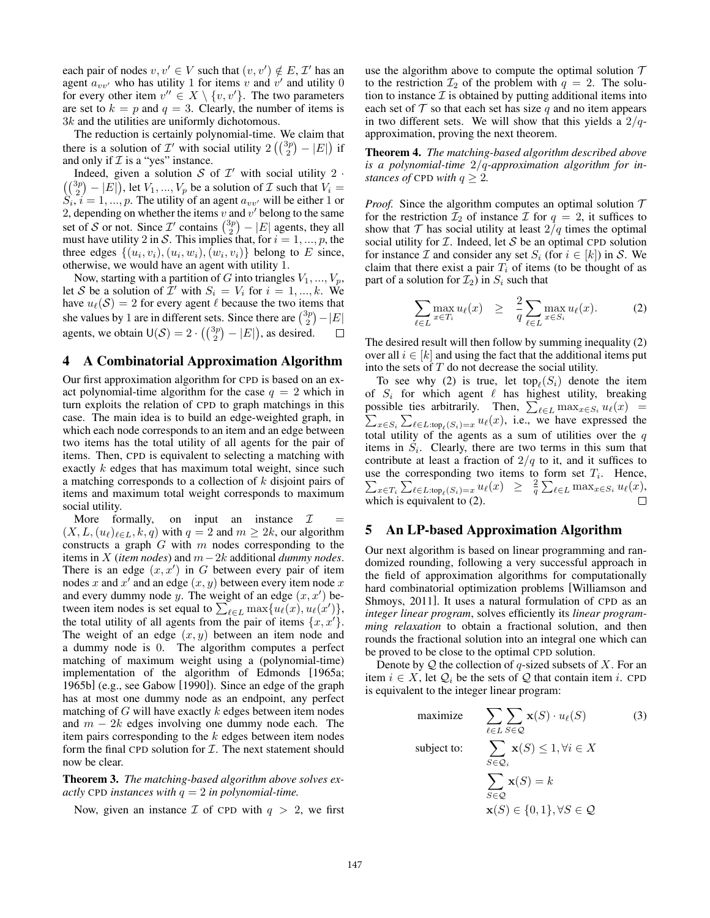each pair of nodes $v, v' \in V$ such that $(v, v') \notin E$, $\mathcal{I}'$ has an agent $a_{vv'}$ who has utility 1 for items $v$ and $v'$ and utility 0 for every other item $v'' \in X \setminus \{v, v'\}$. The two parameters are set to $k = p$ and $q = 3$. Clearly, the number of items is $3k$ and the utilities are uniformly dichotomous.

The reduction is certainly polynomial-time. We claim that there is a solution of $\mathcal{I}'$ with social utility $2\left(\binom{3p}{2} - |E|\right)$ if and only if $\mathcal{I}$ is a "yes" instance.

Indeed, given a solution $\mathcal{S}$ of $\mathcal{I}'$ with social utility $2 \cdot \left(\binom{3p}{2} - |E|\right)$, let $V_1, ..., V_p$ be a solution of $\mathcal{I}$ such that $V_i = S_i$, $i = 1, ..., p$. The utility of an agent $a_{vv'}$ will be either 1 or 2, depending on whether the items $v$ and $v'$ belong to the same set of $\mathcal{S}$ or not. Since $\mathcal{I}'$ contains $\binom{3p}{2} - |E|$ agents, they all must have utility 2 in $\mathcal{S}$. This implies that, for $i = 1, ..., p$, the three edges $\{(u_i, v_i), (u_i, w_i), (w_i, v_i)\}$ belong to $E$ since, otherwise, we would have an agent with utility 1.

Now, starting with a partition of $G$ into triangles $V_1, ..., V_p$, let $\mathcal{S}$ be a solution of $\mathcal{I}'$ with $S_i = V_i$ for $i = 1, ..., k$. We have $u_\ell(\mathcal{S}) = 2$ for every agent $\ell$ because the two items that she values by 1 are in different sets. Since there are $\binom{3p}{2} - |E|$ agents, we obtain $\mathsf{U}(\mathcal{S}) = 2 \cdot \left(\binom{3p}{2} - |E|\right)$, as desired. $\square$

## 4 A Combinatorial Approximation Algorithm

Our first approximation algorithm for CPD is based on an exact polynomial-time algorithm for the case $q = 2$ which in turn exploits the relation of CPD to graph matchings in this case. The main idea is to build an edge-weighted graph, in which each node corresponds to an item and an edge between two items has the total utility of all agents for the pair of items. Then, CPD is equivalent to selecting a matching with exactly $k$ edges that has maximum total weight, since such a matching corresponds to a collection of $k$ disjoint pairs of items and maximum total weight corresponds to maximum social utility.

More formally, on input an instance $\mathcal{I} = (X, L, (u_\ell)_{\ell \in L}, k, q)$ with $q = 2$ and $m \geq 2k$, our algorithm constructs a graph $G$ with $m$ nodes corresponding to the items in $X$ (*item nodes*) and $m - 2k$ additional *dummy nodes*. There is an edge $(x, x')$ in $G$ between every pair of item nodes $x$ and $x'$ and an edge $(x, y)$ between every item node $x$ and every dummy node $y$. The weight of an edge $(x, x')$ between item nodes is set equal to $\sum_{\ell \in L} \max\{u_\ell(x), u_\ell(x')\}$, the total utility of all agents from the pair of items $\{x, x'\}$. The weight of an edge $(x, y)$ between an item node and a dummy node is 0. The algorithm computes a perfect matching of maximum weight using a (polynomial-time) implementation of the algorithm of Edmonds [1965a; 1965b] (e.g., see Gabow [1990]). Since an edge of the graph has at most one dummy node as an endpoint, any perfect matching of $G$ will have exactly $k$ edges between item nodes and $m - 2k$ edges involving one dummy node each. The item pairs corresponding to the $k$ edges between item nodes form the final CPD solution for $\mathcal{I}$. The next statement should now be clear.

**Theorem 3.** *The matching-based algorithm above solves exactly* CPD *instances with $q = 2$ in polynomial-time.*

Now, given an instance $\mathcal{I}$ of CPD with $q > 2$, we first use the algorithm above to compute the optimal solution $\mathcal{T}$ to the restriction $\mathcal{I}_2$ of the problem with $q = 2$. The solution to instance $\mathcal{I}$ is obtained by putting additional items into each set of $\mathcal{T}$ so that each set has size $q$ and no item appears in two different sets. We will show that this yields a $2/q$-approximation, proving the next theorem.

**Theorem 4.** *The matching-based algorithm described above is a polynomial-time $2/q$-approximation algorithm for instances of* CPD *with $q \geq 2$.*

*Proof.* Since the algorithm computes an optimal solution $\mathcal{T}$ for the restriction $\mathcal{I}_2$ of instance $\mathcal{I}$ for $q = 2$, it suffices to show that $\mathcal{T}$ has social utility at least $2/q$ times the optimal social utility for $\mathcal{I}$. Indeed, let $\mathcal{S}$ be an optimal CPD solution for instance $\mathcal{I}$ and consider any set $S_i$ (for $i \in [k]$) in $\mathcal{S}$. We claim that there exist a pair $T_i$ of items (to be thought of as part of a solution for $\mathcal{I}_2$) in $S_i$ such that

$$\sum_{\ell \in L} \max_{x \in T_i} u_\ell(x) \quad \geq \quad \frac{2}{q} \sum_{\ell \in L} \max_{x \in S_i} u_\ell(x). \tag{2}$$

The desired result will then follow by summing inequality (2) over all $i \in [k]$ and using the fact that the additional items put into the sets of $T$ do not decrease the social utility.

To see why (2) is true, let $\mathrm{top}_\ell(S_i)$ denote the item of $S_i$ for which agent $\ell$ has highest utility, breaking possible ties arbitrarily. Then, $\sum_{\ell \in L} \max_{x \in S_i} u_\ell(x) = \sum_{x \in S_i} \sum_{\ell \in L : \mathrm{top}_\ell(S_i) = x} u_\ell(x)$, i.e., we have expressed the total utility of the agents as a sum of utilities over the $q$ items in $S_i$. Clearly, there are two terms in this sum that contribute at least a fraction of $2/q$ to it, and it suffices to use the corresponding two items to form set $T_i$. Hence, $\sum_{x \in T_i} \sum_{\ell \in L : \mathrm{top}_\ell(S_i) = x} u_\ell(x) \geq \frac{2}{q} \sum_{\ell \in L} \max_{x \in S_i} u_\ell(x)$, which is equivalent to (2). $\square$

## 5 An LP-based Approximation Algorithm

Our next algorithm is based on linear programming and randomized rounding, following a very successful approach in the field of approximation algorithms for computationally hard combinatorial optimization problems [Williamson and Shmoys, 2011]. It uses a natural formulation of CPD as an *integer linear program*, solves efficiently its *linear programming relaxation* to obtain a fractional solution, and then rounds the fractional solution into an integral one which can be proved to be close to the optimal CPD solution.

Denote by $\mathcal{Q}$ the collection of $q$-sized subsets of $X$. For an item $i \in X$, let $\mathcal{Q}_i$ be the sets of $\mathcal{Q}$ that contain item $i$. CPD is equivalent to the integer linear program:

$$\begin{aligned}
\text{maximize} \quad & \sum_{\ell \in L} \sum_{S \in \mathcal{Q}} \mathbf{x}(S) \cdot u_\ell(S) \qquad (3) \\
\text{subject to:} \quad & \sum_{S \in \mathcal{Q}_i} \mathbf{x}(S) \leq 1, \forall i \in X \\
& \sum_{S \in \mathcal{Q}} \mathbf{x}(S) = k \\
& \mathbf{x}(S) \in \{0, 1\}, \forall S \in \mathcal{Q}
\end{aligned}$$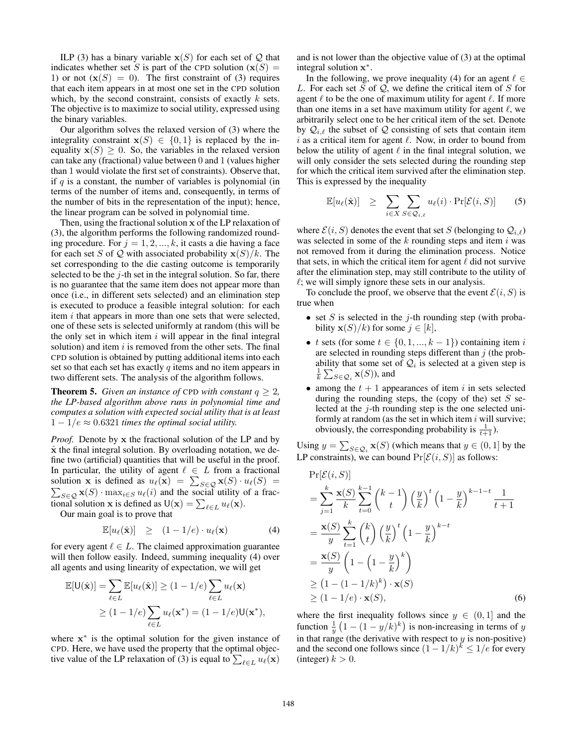ILP (3) has a binary variable $\mathbf{x}(S)$ for each set of $\mathcal{Q}$ that indicates whether set $S$ is part of the CPD solution ($\mathbf{x}(S) = 1$) or not ($\mathbf{x}(S) = 0$). The first constraint of (3) requires that each item appears in at most one set in the CPD solution which, by the second constraint, consists of exactly $k$ sets. The objective is to maximize to social utility, expressed using the binary variables.

Our algorithm solves the relaxed version of (3) where the integrality constraint $\mathbf{x}(S) \in \{0,1\}$ is replaced by the inequality $\mathbf{x}(S) \geq 0$. So, the variables in the relaxed version can take any (fractional) value between 0 and 1 (values higher than 1 would violate the first set of constraints). Observe that, if $q$ is a constant, the number of variables is polynomial (in terms of the number of items and, consequently, in terms of the number of bits in the representation of the input); hence, the linear program can be solved in polynomial time.

Then, using the fractional solution $\mathbf{x}$ of the LP relaxation of (3), the algorithm performs the following randomized rounding procedure. For $j = 1, 2, ..., k$, it casts a die having a face for each set $S$ of $\mathcal{Q}$ with associated probability $\mathbf{x}(S)/k$. The set corresponding to the die casting outcome is temporarily selected to be the $j$-th set in the integral solution. So far, there is no guarantee that the same item does not appear more than once (i.e., in different sets selected) and an elimination step is executed to produce a feasible integral solution: for each item $i$ that appears in more than one sets that were selected, one of these sets is selected uniformly at random (this will be the only set in which item $i$ will appear in the final integral solution) and item $i$ is removed from the other sets. The final CPD solution is obtained by putting additional items into each set so that each set has exactly $q$ items and no item appears in two different sets. The analysis of the algorithm follows.

**Theorem 5.** *Given an instance of* CPD *with constant $q \geq 2$, the LP-based algorithm above runs in polynomial time and computes a solution with expected social utility that is at least $1 - 1/e \approx 0.6321$ times the optimal social utility.*

*Proof.* Denote by $\mathbf{x}$ the fractional solution of the LP and by $\hat{\mathbf{x}}$ the final integral solution. By overloading notation, we define two (artificial) quantities that will be useful in the proof. In particular, the utility of agent $\ell \in L$ from a fractional solution $\mathbf{x}$ is defined as $u_\ell(\mathbf{x}) = \sum_{S \in \mathcal{Q}} \mathbf{x}(S) \cdot u_\ell(S) = \sum_{S \in \mathcal{Q}} \mathbf{x}(S) \cdot \max_{i \in S} u_\ell(i)$ and the social utility of a fractional solution $\mathbf{x}$ is defined as $\mathsf{U}(\mathbf{x}) = \sum_{\ell \in L} u_\ell(\mathbf{x})$.

Our main goal is to prove that

$$\mathbb{E}[u_\ell(\hat{\mathbf{x}})] \quad \geq \quad (1 - 1/e) \cdot u_\ell(\mathbf{x}) \tag{4}$$

for every agent $\ell \in L$. The claimed approximation guarantee will then follow easily. Indeed, summing inequality (4) over all agents and using linearity of expectation, we will get

$$\begin{aligned}
\mathbb{E}[\mathsf{U}(\hat{\mathbf{x}})] &= \sum_{\ell \in L} \mathbb{E}[u_\ell(\hat{\mathbf{x}})] \geq (1 - 1/e) \sum_{\ell \in L} u_\ell(\mathbf{x}) \\
&\geq (1 - 1/e) \sum_{\ell \in L} u_\ell(\mathbf{x}^*) = (1 - 1/e) \mathsf{U}(\mathbf{x}^*),
\end{aligned}$$

where $\mathbf{x}^*$ is the optimal solution for the given instance of CPD. Here, we have used the property that the optimal objective value of the LP relaxation of (3) is equal to $\sum_{\ell \in L} u_\ell(\mathbf{x})$ and is not lower than the objective value of (3) at the optimal integral solution $\mathbf{x}^*$.

In the following, we prove inequality (4) for an agent $\ell \in L$. For each set $S$ of $\mathcal{Q}$, we define the critical item of $S$ for agent $\ell$ to be the one of maximum utility for agent $\ell$. If more than one items in a set have maximum utility for agent $\ell$, we arbitrarily select one to be her critical item of the set. Denote by $\mathcal{Q}_{i,\ell}$ the subset of $\mathcal{Q}$ consisting of sets that contain item $i$ as a critical item for agent $\ell$. Now, in order to bound from below the utility of agent $\ell$ in the final integral solution, we will only consider the sets selected during the rounding step for which the critical item survived after the elimination step. This is expressed by the inequality

$$\mathbb{E}[u_\ell(\hat{\mathbf{x}})] \quad \geq \quad \sum_{i \in X} \sum_{S \in \mathcal{Q}_{i,\ell}} u_\ell(i) \cdot \Pr[\mathcal{E}(i, S)] \tag{5}$$

where $\mathcal{E}(i, S)$ denotes the event that set $S$ (belonging to $\mathcal{Q}_{i,\ell}$) was selected in some of the $k$ rounding steps and item $i$ was not removed from it during the elimination process. Notice that sets, in which the critical item for agent $\ell$ did not survive after the elimination step, may still contribute to the utility of $\ell$; we will simply ignore these sets in our analysis.

To conclude the proof, we observe that the event $\mathcal{E}(i, S)$ is true when

- set $S$ is selected in the $j$-th rounding step (with probability $\mathbf{x}(S)/k$) for some $j \in [k]$,
- $t$ sets (for some $t \in \{0, 1, ..., k-1\}$) containing item $i$ are selected in rounding steps different than $j$ (the probability that some set of $\mathcal{Q}_i$ is selected at a given step is $\frac{1}{k} \sum_{S \in \mathcal{Q}_i} \mathbf{x}(S)$), and
- among the $t + 1$ appearances of item $i$ in sets selected during the rounding steps, the (copy of the) set $S$ selected at the $j$-th rounding step is the one selected uniformly at random (as the set in which item $i$ will survive; obviously, the corresponding probability is $\frac{1}{t+1}$).

Using $y = \sum_{S \in \mathcal{Q}_i} \mathbf{x}(S)$ (which means that $y \in (0, 1]$ by the LP constraints), we can bound $\Pr[\mathcal{E}(i, S)]$ as follows:

$$\begin{aligned}
&\Pr[\mathcal{E}(i, S)] \\
&= \sum_{j=1}^{k} \frac{\mathbf{x}(S)}{k} \sum_{t=0}^{k-1} \binom{k-1}{t} \left(\frac{y}{k}\right)^t \left(1 - \frac{y}{k}\right)^{k-1-t} \frac{1}{t+1} \\
&= \frac{\mathbf{x}(S)}{y} \sum_{t=1}^{k} \binom{k}{t} \left(\frac{y}{k}\right)^t \left(1 - \frac{y}{k}\right)^{k-t} \\
&= \frac{\mathbf{x}(S)}{y} \left(1 - \left(1 - \frac{y}{k}\right)^k\right) \\
&\geq \left(1 - (1 - 1/k)^k\right) \cdot \mathbf{x}(S) \\
&\geq (1 - 1/e) \cdot \mathbf{x}(S),
\end{aligned} \tag{6}$$

where the first inequality follows since $y \in (0, 1]$ and the function $\frac{1}{y}\left(1 - (1 - y/k)^k\right)$ is non-increasing in terms of $y$ in that range (the derivative with respect to $y$ is non-positive) and the second one follows since $(1 - 1/k)^k \leq 1/e$ for every (integer) $k > 0$.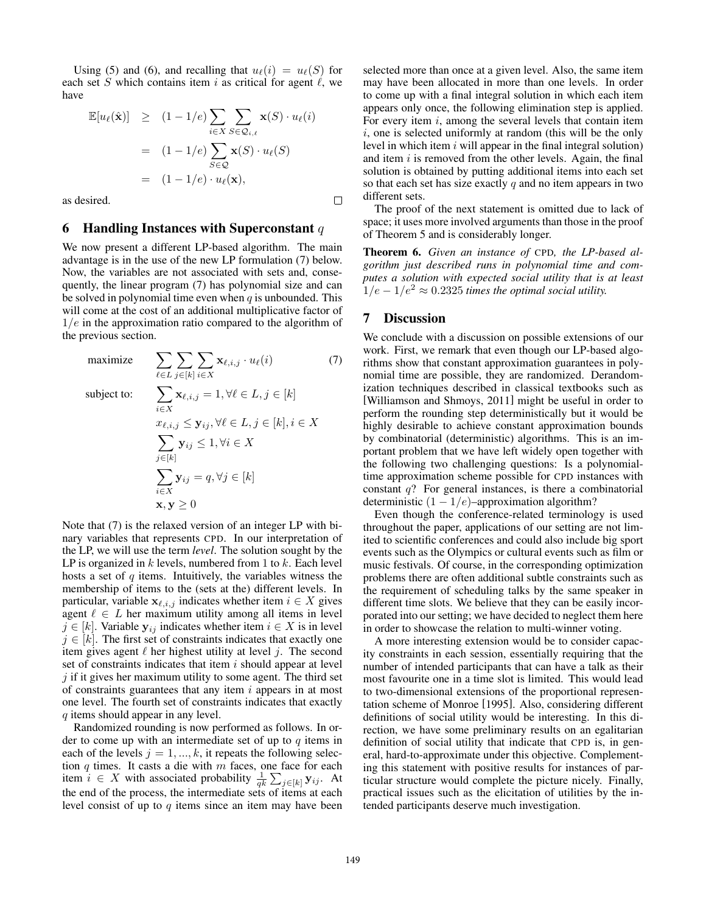Using (5) and (6), and recalling that $u_\ell(i) = u_\ell(S)$ for each set $S$ which contains item $i$ as critical for agent $\ell$, we have

$$
\begin{aligned}
\mathbb{E}[u_\ell(\hat{\mathbf{x}})] &\geq (1-1/e)\sum_{i\in X}\sum_{S\in\mathcal{Q}_{i,\ell}} \mathbf{x}(S)\cdot u_\ell(i)\\
&= (1-1/e)\sum_{S\in\mathcal{Q}} \mathbf{x}(S)\cdot u_\ell(S)\\
&= (1-1/e)\cdot u_\ell(\mathbf{x}),
\end{aligned}
$$

as desired. □

## 6 Handling Instances with Superconstant $q$

We now present a different LP-based algorithm. The main advantage is in the use of the new LP formulation (7) below. Now, the variables are not associated with sets and, consequently, the linear program (7) has polynomial size and can be solved in polynomial time even when $q$ is unbounded. This will come at the cost of an additional multiplicative factor of $1/e$ in the approximation ratio compared to the algorithm of the previous section.

$$
\begin{aligned}
\text{maximize} \quad & \sum_{\ell\in L}\sum_{j\in[k]}\sum_{i\in X}\mathbf{x}_{\ell,i,j}\cdot u_\ell(i) \qquad (7)\\
\text{subject to:} \quad & \sum_{i\in X}\mathbf{x}_{\ell,i,j} = 1, \forall \ell\in L, j\in[k]\\
& x_{\ell,i,j} \leq \mathbf{y}_{ij}, \forall \ell\in L, j\in[k], i\in X\\
& \sum_{j\in[k]}\mathbf{y}_{ij} \leq 1, \forall i\in X\\
& \sum_{i\in X}\mathbf{y}_{ij} = q, \forall j\in[k]\\
& \mathbf{x},\mathbf{y}\geq 0
\end{aligned}
$$

Note that (7) is the relaxed version of an integer LP with binary variables that represents CPD. In our interpretation of the LP, we will use the term *level*. The solution sought by the LP is organized in $k$ levels, numbered from 1 to $k$. Each level hosts a set of $q$ items. Intuitively, the variables witness the membership of items to the (sets at the) different levels. In particular, variable $\mathbf{x}_{\ell,i,j}$ indicates whether item $i\in X$ gives agent $\ell\in L$ her maximum utility among all items in level $j\in[k]$. Variable $\mathbf{y}_{ij}$ indicates whether item $i\in X$ is in level $j\in[k]$. The first set of constraints indicates that exactly one item gives agent $\ell$ her highest utility at level $j$. The second set of constraints indicates that item $i$ should appear at level $j$ if it gives her maximum utility to some agent. The third set of constraints guarantees that any item $i$ appears in at most one level. The fourth set of constraints indicates that exactly $q$ items should appear in any level.

Randomized rounding is now performed as follows. In order to come up with an intermediate set of up to $q$ items in each of the levels $j = 1, ..., k$, it repeats the following selection $q$ times. It casts a die with $m$ faces, one face for each item $i\in X$ with associated probability $\frac{1}{qk}\sum_{j\in[k]}\mathbf{y}_{ij}$. At the end of the process, the intermediate sets of items at each level consist of up to $q$ items since an item may have been selected more than once at a given level. Also, the same item may have been allocated in more than one levels. In order to come up with a final integral solution in which each item appears only once, the following elimination step is applied. For every item $i$, among the several levels that contain item $i$, one is selected uniformly at random (this will be the only level in which item $i$ will appear in the final integral solution) and item $i$ is removed from the other levels. Again, the final solution is obtained by putting additional items into each set so that each set has size exactly $q$ and no item appears in two different sets.

The proof of the next statement is omitted due to lack of space; it uses more involved arguments than those in the proof of Theorem 5 and is considerably longer.

**Theorem 6.** *Given an instance of* CPD*, the LP-based algorithm just described runs in polynomial time and computes a solution with expected social utility that is at least* $1/e - 1/e^2 \approx 0.2325$ *times the optimal social utility.*

## 7 Discussion

We conclude with a discussion on possible extensions of our work. First, we remark that even though our LP-based algorithms show that constant approximation guarantees in polynomial time are possible, they are randomized. Derandomization techniques described in classical textbooks such as [Williamson and Shmoys, 2011] might be useful in order to perform the rounding step deterministically but it would be highly desirable to achieve constant approximation bounds by combinatorial (deterministic) algorithms. This is an important problem that we have left widely open together with the following two challenging questions: Is a polynomial-time approximation scheme possible for CPD instances with constant $q$? For general instances, is there a combinatorial deterministic $(1-1/e)$–approximation algorithm?

Even though the conference-related terminology is used throughout the paper, applications of our setting are not limited to scientific conferences and could also include big sport events such as the Olympics or cultural events such as film or music festivals. Of course, in the corresponding optimization problems there are often additional subtle constraints such as the requirement of scheduling talks by the same speaker in different time slots. We believe that they can be easily incorporated into our setting; we have decided to neglect them here in order to showcase the relation to multi-winner voting.

A more interesting extension would be to consider capacity constraints in each session, essentially requiring that the number of intended participants that can have a talk as their most favourite one in a time slot is limited. This would lead to two-dimensional extensions of the proportional representation scheme of Monroe [1995]. Also, considering different definitions of social utility would be interesting. In this direction, we have some preliminary results on an egalitarian definition of social utility that indicate that CPD is, in general, hard-to-approximate under this objective. Complementing this statement with positive results for instances of particular structure would complete the picture nicely. Finally, practical issues such as the elicitation of utilities by the intended participants deserve much investigation.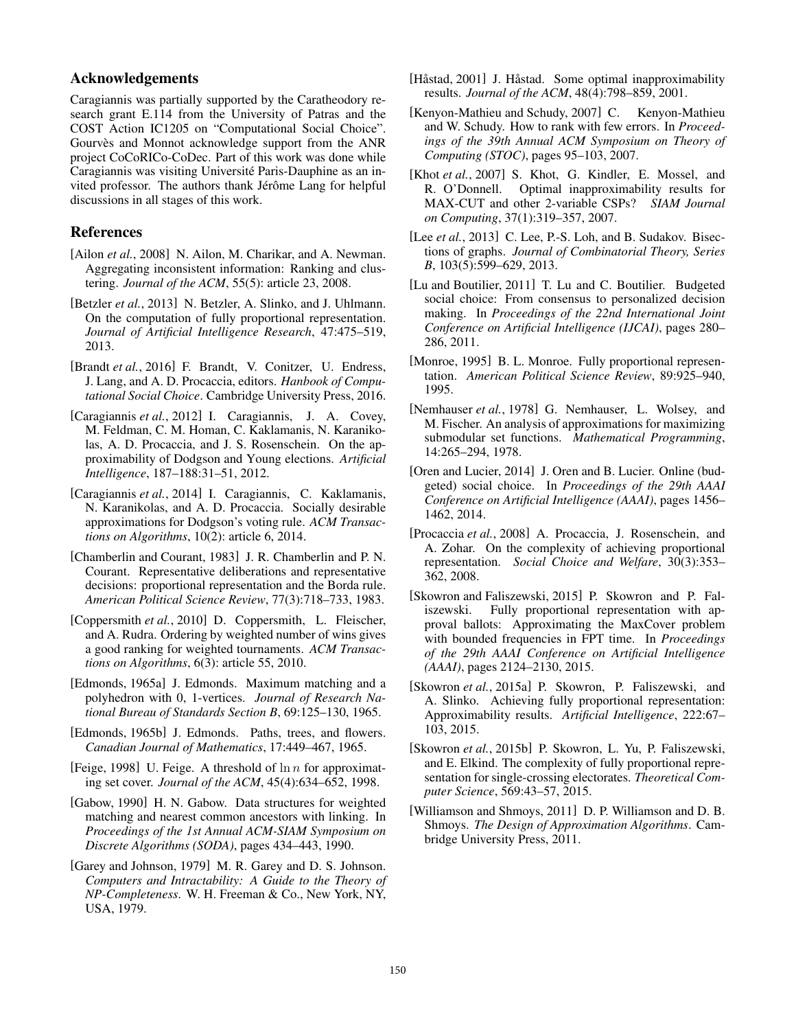## Acknowledgements

Caragiannis was partially supported by the Caratheodory research grant E.114 from the University of Patras and the COST Action IC1205 on "Computational Social Choice". Gourvès and Monnot acknowledge support from the ANR project CoCoRICo-CoDec. Part of this work was done while Caragiannis was visiting Université Paris-Dauphine as an invited professor. The authors thank Jérôme Lang for helpful discussions in all stages of this work.

## References

[Ailon *et al.*, 2008] N. Ailon, M. Charikar, and A. Newman. Aggregating inconsistent information: Ranking and clustering. *Journal of the ACM*, 55(5): article 23, 2008.

[Betzler *et al.*, 2013] N. Betzler, A. Slinko, and J. Uhlmann. On the computation of fully proportional representation. *Journal of Artificial Intelligence Research*, 47:475–519, 2013.

[Brandt *et al.*, 2016] F. Brandt, V. Conitzer, U. Endress, J. Lang, and A. D. Procaccia, editors. *Hanbook of Computational Social Choice*. Cambridge University Press, 2016.

[Caragiannis *et al.*, 2012] I. Caragiannis, J. A. Covey, M. Feldman, C. M. Homan, C. Kaklamanis, N. Karanikolas, A. D. Procaccia, and J. S. Rosenschein. On the approximability of Dodgson and Young elections. *Artificial Intelligence*, 187–188:31–51, 2012.

[Caragiannis *et al.*, 2014] I. Caragiannis, C. Kaklamanis, N. Karanikolas, and A. D. Procaccia. Socially desirable approximations for Dodgson's voting rule. *ACM Transactions on Algorithms*, 10(2): article 6, 2014.

[Chamberlin and Courant, 1983] J. R. Chamberlin and P. N. Courant. Representative deliberations and representative decisions: proportional representation and the Borda rule. *American Political Science Review*, 77(3):718–733, 1983.

[Coppersmith *et al.*, 2010] D. Coppersmith, L. Fleischer, and A. Rudra. Ordering by weighted number of wins gives a good ranking for weighted tournaments. *ACM Transactions on Algorithms*, 6(3): article 55, 2010.

[Edmonds, 1965a] J. Edmonds. Maximum matching and a polyhedron with 0, 1-vertices. *Journal of Research National Bureau of Standards Section B*, 69:125–130, 1965.

[Edmonds, 1965b] J. Edmonds. Paths, trees, and flowers. *Canadian Journal of Mathematics*, 17:449–467, 1965.

[Feige, 1998] U. Feige. A threshold of $\ln n$ for approximating set cover. *Journal of the ACM*, 45(4):634–652, 1998.

[Gabow, 1990] H. N. Gabow. Data structures for weighted matching and nearest common ancestors with linking. In *Proceedings of the 1st Annual ACM-SIAM Symposium on Discrete Algorithms (SODA)*, pages 434–443, 1990.

[Garey and Johnson, 1979] M. R. Garey and D. S. Johnson. *Computers and Intractability: A Guide to the Theory of NP-Completeness*. W. H. Freeman & Co., New York, NY, USA, 1979.

[Håstad, 2001] J. Håstad. Some optimal inapproximability results. *Journal of the ACM*, 48(4):798–859, 2001.

[Kenyon-Mathieu and Schudy, 2007] C. Kenyon-Mathieu and W. Schudy. How to rank with few errors. In *Proceedings of the 39th Annual ACM Symposium on Theory of Computing (STOC)*, pages 95–103, 2007.

[Khot *et al.*, 2007] S. Khot, G. Kindler, E. Mossel, and R. O'Donnell. Optimal inapproximability results for MAX-CUT and other 2-variable CSPs? *SIAM Journal on Computing*, 37(1):319–357, 2007.

[Lee *et al.*, 2013] C. Lee, P.-S. Loh, and B. Sudakov. Bisections of graphs. *Journal of Combinatorial Theory, Series B*, 103(5):599–629, 2013.

[Lu and Boutilier, 2011] T. Lu and C. Boutilier. Budgeted social choice: From consensus to personalized decision making. In *Proceedings of the 22nd International Joint Conference on Artificial Intelligence (IJCAI)*, pages 280–286, 2011.

[Monroe, 1995] B. L. Monroe. Fully proportional representation. *American Political Science Review*, 89:925–940, 1995.

[Nemhauser *et al.*, 1978] G. Nemhauser, L. Wolsey, and M. Fischer. An analysis of approximations for maximizing submodular set functions. *Mathematical Programming*, 14:265–294, 1978.

[Oren and Lucier, 2014] J. Oren and B. Lucier. Online (budgeted) social choice. In *Proceedings of the 29th AAAI Conference on Artificial Intelligence (AAAI)*, pages 1456–1462, 2014.

[Procaccia *et al.*, 2008] A. Procaccia, J. Rosenschein, and A. Zohar. On the complexity of achieving proportional representation. *Social Choice and Welfare*, 30(3):353–362, 2008.

[Skowron and Faliszewski, 2015] P. Skowron and P. Faliszewski. Fully proportional representation with approval ballots: Approximating the MaxCover problem with bounded frequencies in FPT time. In *Proceedings of the 29th AAAI Conference on Artificial Intelligence (AAAI)*, pages 2124–2130, 2015.

[Skowron *et al.*, 2015a] P. Skowron, P. Faliszewski, and A. Slinko. Achieving fully proportional representation: Approximability results. *Artificial Intelligence*, 222:67–103, 2015.

[Skowron *et al.*, 2015b] P. Skowron, L. Yu, P. Faliszewski, and E. Elkind. The complexity of fully proportional representation for single-crossing electorates. *Theoretical Computer Science*, 569:43–57, 2015.

[Williamson and Shmoys, 2011] D. P. Williamson and D. B. Shmoys. *The Design of Approximation Algorithms*. Cambridge University Press, 2011.